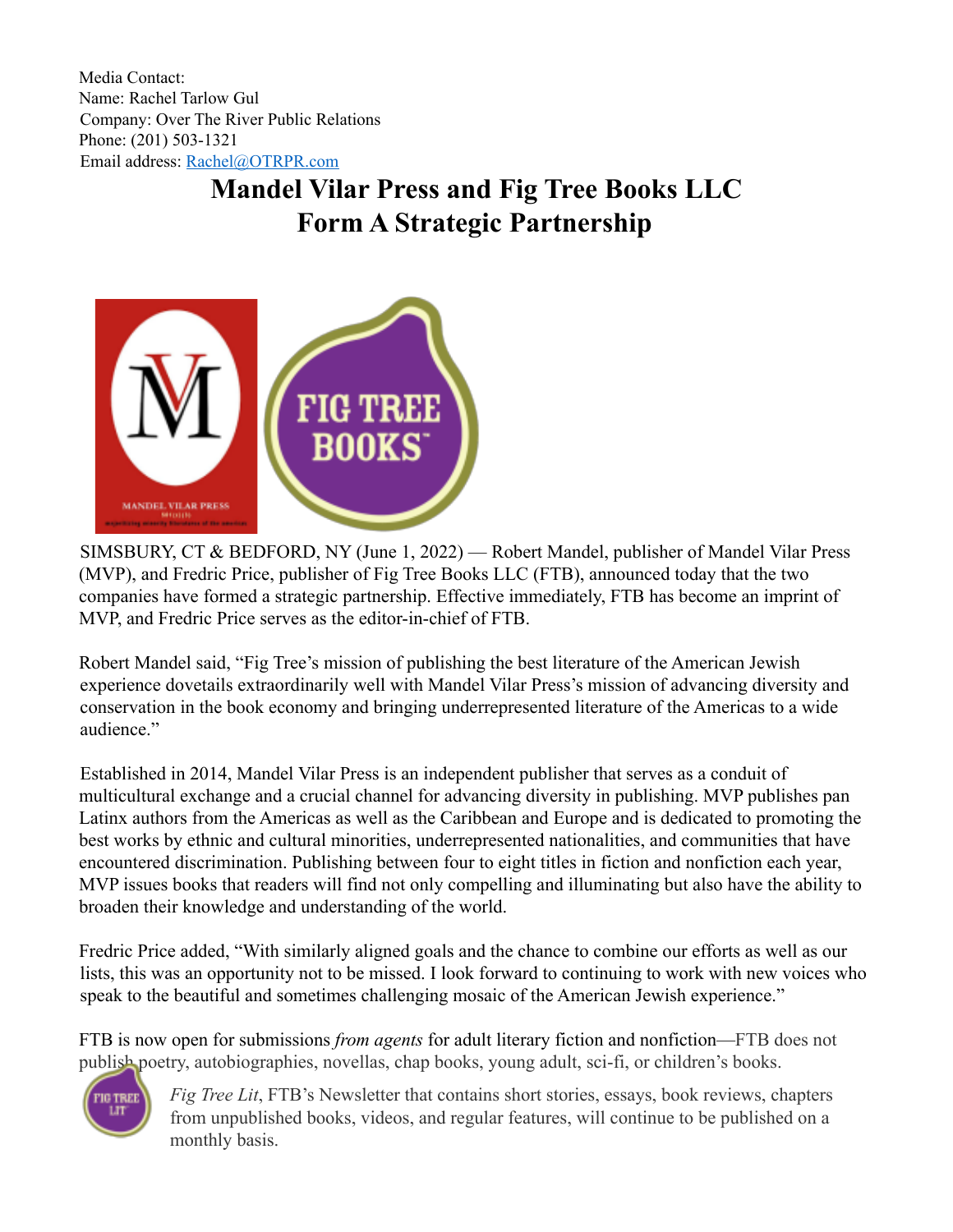Media Contact:
Name: Rachel Tarlow Gul
Company: Over The River Public Relations
Phone: (201) 503-1321
Email address: Rachel@OTRPR.com

# Mandel Vilar Press and Fig Tree Books LLC
# Form A Strategic Partnership

SIMSBURY, CT & BEDFORD, NY (June 1, 2022) — Robert Mandel, publisher of Mandel Vilar Press (MVP), and Fredric Price, publisher of Fig Tree Books LLC (FTB), announced today that the two companies have formed a strategic partnership. Effective immediately, FTB has become an imprint of MVP, and Fredric Price serves as the editor-in-chief of FTB.

Robert Mandel said, "Fig Tree's mission of publishing the best literature of the American Jewish experience dovetails extraordinarily well with Mandel Vilar Press's mission of advancing diversity and conservation in the book economy and bringing underrepresented literature of the Americas to a wide audience."

Established in 2014, Mandel Vilar Press is an independent publisher that serves as a conduit of multicultural exchange and a crucial channel for advancing diversity in publishing. MVP publishes pan Latinx authors from the Americas as well as the Caribbean and Europe and is dedicated to promoting the best works by ethnic and cultural minorities, underrepresented nationalities, and communities that have encountered discrimination. Publishing between four to eight titles in fiction and nonfiction each year, MVP issues books that readers will find not only compelling and illuminating but also have the ability to broaden their knowledge and understanding of the world.

Fredric Price added, "With similarly aligned goals and the chance to combine our efforts as well as our lists, this was an opportunity not to be missed. I look forward to continuing to work with new voices who speak to the beautiful and sometimes challenging mosaic of the American Jewish experience."

FTB is now open for submissions *from agents* for adult literary fiction and nonfiction—FTB does not publish poetry, autobiographies, novellas, chap books, young adult, sci-fi, or children's books.

*Fig Tree Lit*, FTB's Newsletter that contains short stories, essays, book reviews, chapters from unpublished books, videos, and regular features, will continue to be published on a monthly basis.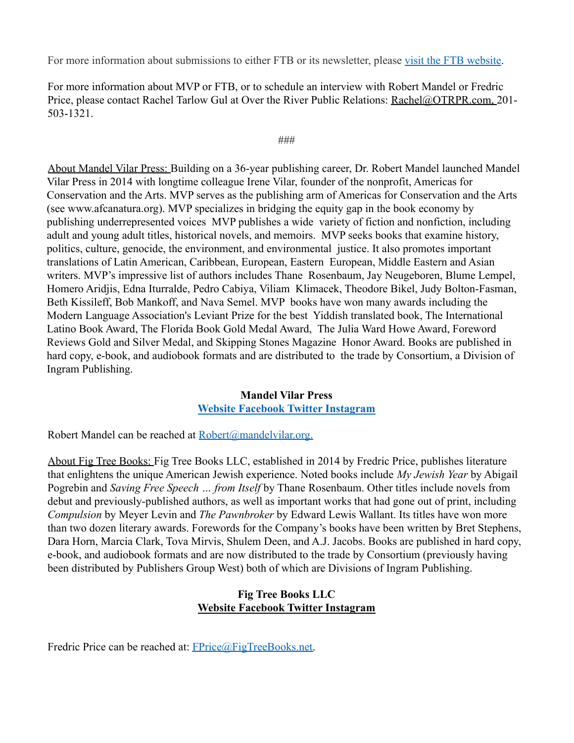For more information about submissions to either FTB or its newsletter, please [visit the FTB website](#).

For more information about MVP or FTB, or to schedule an interview with Robert Mandel or Fredric Price, please contact Rachel Tarlow Gul at Over the River Public Relations: Rachel@OTRPR.com, 201-503-1321.

###

About Mandel Vilar Press: Building on a 36-year publishing career, Dr. Robert Mandel launched Mandel Vilar Press in 2014 with longtime colleague Irene Vilar, founder of the nonprofit, Americas for Conservation and the Arts. MVP serves as the publishing arm of Americas for Conservation and the Arts (see www.afcanatura.org). MVP specializes in bridging the equity gap in the book economy by publishing underrepresented voices MVP publishes a wide variety of fiction and nonfiction, including adult and young adult titles, historical novels, and memoirs. MVP seeks books that examine history, politics, culture, genocide, the environment, and environmental justice. It also promotes important translations of Latin American, Caribbean, European, Eastern European, Middle Eastern and Asian writers. MVP's impressive list of authors includes Thane Rosenbaum, Jay Neugeboren, Blume Lempel, Homero Aridjis, Edna Iturralde, Pedro Cabiya, Viliam Klimacek, Theodore Bikel, Judy Bolton-Fasman, Beth Kissileff, Bob Mankoff, and Nava Semel. MVP books have won many awards including the Modern Language Association's Leviant Prize for the best Yiddish translated book, The International Latino Book Award, The Florida Book Gold Medal Award, The Julia Ward Howe Award, Foreword Reviews Gold and Silver Medal, and Skipping Stones Magazine Honor Award. Books are published in hard copy, e-book, and audiobook formats and are distributed to the trade by Consortium, a Division of Ingram Publishing.

**Mandel Vilar Press**
**Website Facebook Twitter Instagram**

Robert Mandel can be reached at Robert@mandelvilar.org.

About Fig Tree Books: Fig Tree Books LLC, established in 2014 by Fredric Price, publishes literature that enlightens the unique American Jewish experience. Noted books include *My Jewish Year* by Abigail Pogrebin and *Saving Free Speech … from Itself* by Thane Rosenbaum. Other titles include novels from debut and previously-published authors, as well as important works that had gone out of print, including *Compulsion* by Meyer Levin and *The Pawnbroker* by Edward Lewis Wallant. Its titles have won more than two dozen literary awards. Forewords for the Company's books have been written by Bret Stephens, Dara Horn, Marcia Clark, Tova Mirvis, Shulem Deen, and A.J. Jacobs. Books are published in hard copy, e-book, and audiobook formats and are now distributed to the trade by Consortium (previously having been distributed by Publishers Group West) both of which are Divisions of Ingram Publishing.

**Fig Tree Books LLC**
**Website Facebook Twitter Instagram**

Fredric Price can be reached at: FPrice@FigTreeBooks.net.